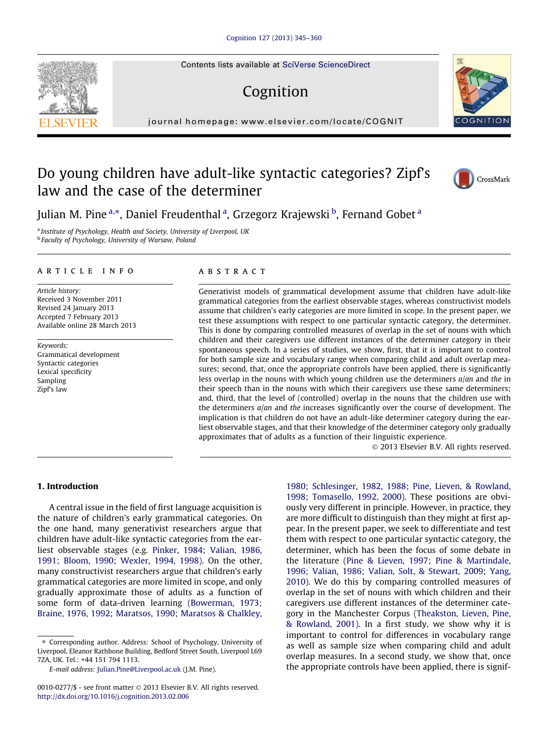# Do young children have adult-like syntactic categories? Zipf's law and the case of the determiner

Julian M. Pine [a,*], Daniel Freudenthal [a], Grzegorz Krajewski [b], Fernand Gobet [a]

[a] Institute of Psychology, Health and Society, University of Liverpool, UK
[b] Faculty of Psychology, University of Warsaw, Poland

## ARTICLE INFO

*Article history:*
Received 3 November 2011
Revised 24 January 2013
Accepted 7 February 2013
Available online 28 March 2013

*Keywords:*
Grammatical development
Syntactic categories
Lexical specificity
Sampling
Zipf's law

## ABSTRACT

Generativist models of grammatical development assume that children have adult-like grammatical categories from the earliest observable stages, whereas constructivist models assume that children's early categories are more limited in scope. In the present paper, we test these assumptions with respect to one particular syntactic category, the determiner. This is done by comparing controlled measures of overlap in the set of nouns with which children and their caregivers use different instances of the determiner category in their spontaneous speech. In a series of studies, we show, first, that it is important to control for both sample size and vocabulary range when comparing child and adult overlap measures; second, that, once the appropriate controls have been applied, there is significantly less overlap in the nouns with which young children use the determiners *a*/*an* and *the* in their speech than in the nouns with which their caregivers use these same determiners; and, third, that the level of (controlled) overlap in the nouns that the children use with the determiners *a*/*an* and *the* increases significantly over the course of development. The implication is that children do not have an adult-like determiner category during the earliest observable stages, and that their knowledge of the determiner category only gradually approximates that of adults as a function of their linguistic experience.

© 2013 Elsevier B.V. All rights reserved.

## 1. Introduction

A central issue in the field of first language acquisition is the nature of children's early grammatical categories. On the one hand, many generativist researchers argue that children have adult-like syntactic categories from the earliest observable stages (e.g. Pinker, 1984; Valian, 1986, 1991; Bloom, 1990; Wexler, 1994, 1998). On the other, many constructivist researchers argue that children's early grammatical categories are more limited in scope, and only gradually approximate those of adults as a function of some form of data-driven learning (Bowerman, 1973; Braine, 1976, 1992; Maratsos, 1990; Maratsos & Chalkley, 1980; Schlesinger, 1982, 1988; Pine, Lieven, & Rowland, 1998; Tomasello, 1992, 2000). These positions are obviously very different in principle. However, in practice, they are more difficult to distinguish than they might at first appear. In the present paper, we seek to differentiate and test them with respect to one particular syntactic category, the determiner, which has been the focus of some debate in the literature (Pine & Lieven, 1997; Pine & Martindale, 1996; Valian, 1986; Valian, Solt, & Stewart, 2009; Yang, 2010). We do this by comparing controlled measures of overlap in the set of nouns with which children and their caregivers use different instances of the determiner category in the Manchester Corpus (Theakston, Lieven, Pine, & Rowland, 2001). In a first study, we show why it is important to control for differences in vocabulary range as well as sample size when comparing child and adult overlap measures. In a second study, we show that, once the appropriate controls have been applied, there is signif-

* Corresponding author. Address: School of Psychology, University of Liverpool, Eleanor Rathbone Building, Bedford Street South, Liverpool L69 7ZA, UK. Tel.: +44 151 794 1113.
E-mail address: Julian.Pine@Liverpool.ac.uk (J.M. Pine).

0010-0277/$ - see front matter © 2013 Elsevier B.V. All rights reserved.
http://dx.doi.org/10.1016/j.cognition.2013.02.006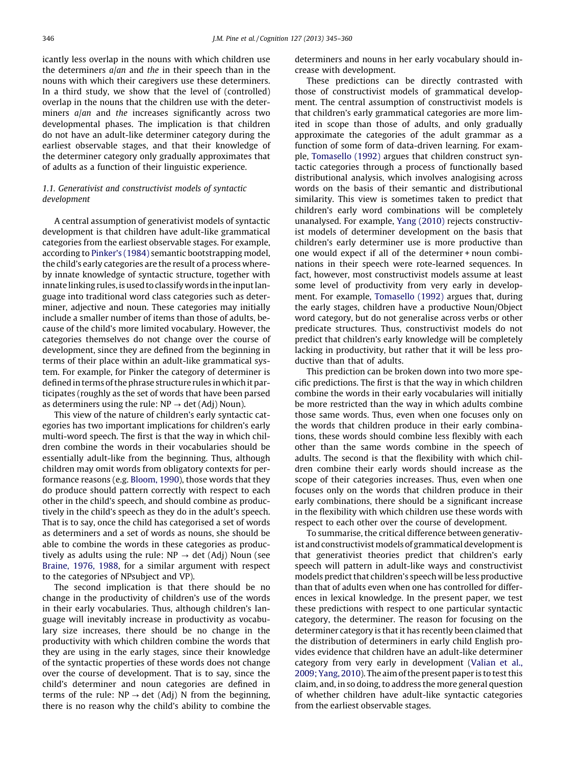icantly less overlap in the nouns with which children use the determiners *a/an* and *the* in their speech than in the nouns with which their caregivers use these determiners. In a third study, we show that the level of (controlled) overlap in the nouns that the children use with the determiners *a/an* and *the* increases significantly across two developmental phases. The implication is that children do not have an adult-like determiner category during the earliest observable stages, and that their knowledge of the determiner category only gradually approximates that of adults as a function of their linguistic experience.

### 1.1. Generativist and constructivist models of syntactic development

A central assumption of generativist models of syntactic development is that children have adult-like grammatical categories from the earliest observable stages. For example, according to Pinker's (1984) semantic bootstrapping model, the child's early categories are the result of a process whereby innate knowledge of syntactic structure, together with innate linking rules, is used to classify words in the input language into traditional word class categories such as determiner, adjective and noun. These categories may initially include a smaller number of items than those of adults, because of the child's more limited vocabulary. However, the categories themselves do not change over the course of development, since they are defined from the beginning in terms of their place within an adult-like grammatical system. For example, for Pinker the category of determiner is defined in terms of the phrase structure rules in which it participates (roughly as the set of words that have been parsed as determiners using the rule: NP → det (Adj) Noun).

This view of the nature of children's early syntactic categories has two important implications for children's early multi-word speech. The first is that the way in which children combine the words in their vocabularies should be essentially adult-like from the beginning. Thus, although children may omit words from obligatory contexts for performance reasons (e.g. Bloom, 1990), those words that they do produce should pattern correctly with respect to each other in the child's speech, and should combine as productively in the child's speech as they do in the adult's speech. That is to say, once the child has categorised a set of words as determiners and a set of words as nouns, she should be able to combine the words in these categories as productively as adults using the rule: NP → det (Adj) Noun (see Braine, 1976, 1988, for a similar argument with respect to the categories of NPsubject and VP).

The second implication is that there should be no change in the productivity of children's use of the words in their early vocabularies. Thus, although children's language will inevitably increase in productivity as vocabulary size increases, there should be no change in the productivity with which children combine the words that they are using in the early stages, since their knowledge of the syntactic properties of these words does not change over the course of development. That is to say, since the child's determiner and noun categories are defined in terms of the rule: NP → det (Adj) N from the beginning, there is no reason why the child's ability to combine the determiners and nouns in her early vocabulary should increase with development.

These predictions can be directly contrasted with those of constructivist models of grammatical development. The central assumption of constructivist models is that children's early grammatical categories are more limited in scope than those of adults, and only gradually approximate the categories of the adult grammar as a function of some form of data-driven learning. For example, Tomasello (1992) argues that children construct syntactic categories through a process of functionally based distributional analysis, which involves analogising across words on the basis of their semantic and distributional similarity. This view is sometimes taken to predict that children's early word combinations will be completely unanalysed. For example, Yang (2010) rejects constructivist models of determiner development on the basis that children's early determiner use is more productive than one would expect if all of the determiner + noun combinations in their speech were rote-learned sequences. In fact, however, most constructivist models assume at least some level of productivity from very early in development. For example, Tomasello (1992) argues that, during the early stages, children have a productive Noun/Object word category, but do not generalise across verbs or other predicate structures. Thus, constructivist models do not predict that children's early knowledge will be completely lacking in productivity, but rather that it will be less productive than that of adults.

This prediction can be broken down into two more specific predictions. The first is that the way in which children combine the words in their early vocabularies will initially be more restricted than the way in which adults combine those same words. Thus, even when one focuses only on the words that children produce in their early combinations, these words should combine less flexibly with each other than the same words combine in the speech of adults. The second is that the flexibility with which children combine their early words should increase as the scope of their categories increases. Thus, even when one focuses only on the words that children produce in their early combinations, there should be a significant increase in the flexibility with which children use these words with respect to each other over the course of development.

To summarise, the critical difference between generativist and constructivist models of grammatical development is that generativist theories predict that children's early speech will pattern in adult-like ways and constructivist models predict that children's speech will be less productive than that of adults even when one has controlled for differences in lexical knowledge. In the present paper, we test these predictions with respect to one particular syntactic category, the determiner. The reason for focusing on the determiner category is that it has recently been claimed that the distribution of determiners in early child English provides evidence that children have an adult-like determiner category from very early in development (Valian et al., 2009; Yang, 2010). The aim of the present paper is to test this claim, and, in so doing, to address the more general question of whether children have adult-like syntactic categories from the earliest observable stages.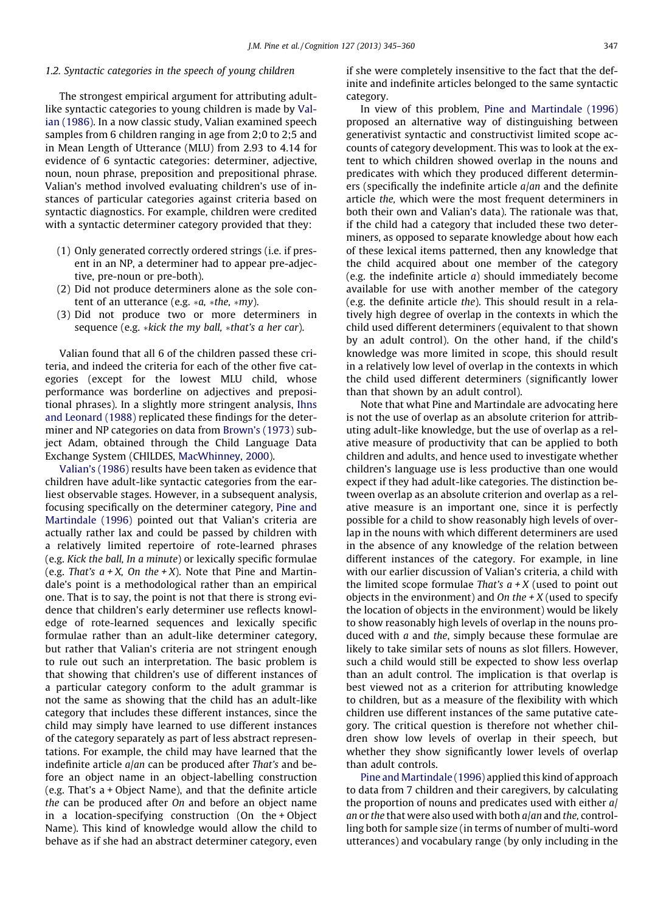### 1.2. Syntactic categories in the speech of young children

The strongest empirical argument for attributing adult-like syntactic categories to young children is made by Valian (1986). In a now classic study, Valian examined speech samples from 6 children ranging in age from 2;0 to 2;5 and in Mean Length of Utterance (MLU) from 2.93 to 4.14 for evidence of 6 syntactic categories: determiner, adjective, noun, noun phrase, preposition and prepositional phrase. Valian's method involved evaluating children's use of instances of particular categories against criteria based on syntactic diagnostics. For example, children were credited with a syntactic determiner category provided that they:

(1) Only generated correctly ordered strings (i.e. if present in an NP, a determiner had to appear pre-adjective, pre-noun or pre-both).
(2) Did not produce determiners alone as the sole content of an utterance (e.g. **a*, **the*, **my*).
(3) Did not produce two or more determiners in sequence (e.g. **kick the my ball*, **that's a her car*).

Valian found that all 6 of the children passed these criteria, and indeed the criteria for each of the other five categories (except for the lowest MLU child, whose performance was borderline on adjectives and prepositional phrases). In a slightly more stringent analysis, Ihns and Leonard (1988) replicated these findings for the determiner and NP categories on data from Brown's (1973) subject Adam, obtained through the Child Language Data Exchange System (CHILDES, MacWhinney, 2000).

Valian's (1986) results have been taken as evidence that children have adult-like syntactic categories from the earliest observable stages. However, in a subsequent analysis, focusing specifically on the determiner category, Pine and Martindale (1996) pointed out that Valian's criteria are actually rather lax and could be passed by children with a relatively limited repertoire of rote-learned phrases (e.g. *Kick the ball, In a minute*) or lexically specific formulae (e.g. *That's a + X, On the + X*). Note that Pine and Martindale's point is a methodological rather than an empirical one. That is to say, the point is not that there is strong evidence that children's early determiner use reflects knowledge of rote-learned sequences and lexically specific formulae rather than an adult-like determiner category, but rather that Valian's criteria are not stringent enough to rule out such an interpretation. The basic problem is that showing that children's use of different instances of a particular category conform to the adult grammar is not the same as showing that the child has an adult-like category that includes these different instances, since the child may simply have learned to use different instances of the category separately as part of less abstract representations. For example, the child may have learned that the indefinite article *a*/*an* can be produced after *That's* and before an object name in an object-labelling construction (e.g. That's a + Object Name), and that the definite article *the* can be produced after *On* and before an object name in a location-specifying construction (On the + Object Name). This kind of knowledge would allow the child to behave as if she had an abstract determiner category, even if she were completely insensitive to the fact that the definite and indefinite articles belonged to the same syntactic category.

In view of this problem, Pine and Martindale (1996) proposed an alternative way of distinguishing between generativist syntactic and constructivist limited scope accounts of category development. This was to look at the extent to which children showed overlap in the nouns and predicates with which they produced different determiners (specifically the indefinite article *a*/*an* and the definite article *the*, which were the most frequent determiners in both their own and Valian's data). The rationale was that, if the child had a category that included these two determiners, as opposed to separate knowledge about how each of these lexical items patterned, then any knowledge that the child acquired about one member of the category (e.g. the indefinite article *a*) should immediately become available for use with another member of the category (e.g. the definite article *the*). This should result in a relatively high degree of overlap in the contexts in which the child used different determiners (equivalent to that shown by an adult control). On the other hand, if the child's knowledge was more limited in scope, this should result in a relatively low level of overlap in the contexts in which the child used different determiners (significantly lower than that shown by an adult control).

Note that what Pine and Martindale are advocating here is not the use of overlap as an absolute criterion for attributing adult-like knowledge, but the use of overlap as a relative measure of productivity that can be applied to both children and adults, and hence used to investigate whether children's language use is less productive than one would expect if they had adult-like categories. The distinction between overlap as an absolute criterion and overlap as a relative measure is an important one, since it is perfectly possible for a child to show reasonably high levels of overlap in the nouns with which different determiners are used in the absence of any knowledge of the relation between different instances of the category. For example, in line with our earlier discussion of Valian's criteria, a child with the limited scope formulae *That's a + X* (used to point out objects in the environment) and *On the + X* (used to specify the location of objects in the environment) would be likely to show reasonably high levels of overlap in the nouns produced with *a* and *the*, simply because these formulae are likely to take similar sets of nouns as slot fillers. However, such a child would still be expected to show less overlap than an adult control. The implication is that overlap is best viewed not as a criterion for attributing knowledge to children, but as a measure of the flexibility with which children use different instances of the same putative category. The critical question is therefore not whether children show low levels of overlap in their speech, but whether they show significantly lower levels of overlap than adult controls.

Pine and Martindale (1996) applied this kind of approach to data from 7 children and their caregivers, by calculating the proportion of nouns and predicates used with either *a*/*an* or *the* that were also used with both *a*/*an* and *the*, controlling both for sample size (in terms of number of multi-word utterances) and vocabulary range (by only including in the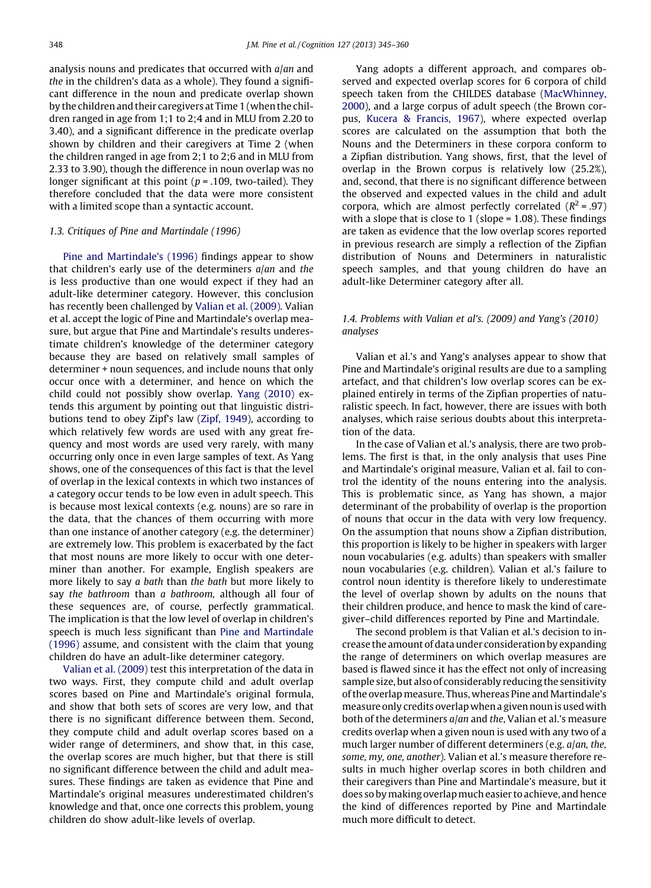analysis nouns and predicates that occurred with *a*/*an* and *the* in the children's data as a whole). They found a significant difference in the noun and predicate overlap shown by the children and their caregivers at Time 1 (when the children ranged in age from 1;1 to 2;4 and in MLU from 2.20 to 3.40), and a significant difference in the predicate overlap shown by children and their caregivers at Time 2 (when the children ranged in age from 2;1 to 2;6 and in MLU from 2.33 to 3.90), though the difference in noun overlap was no longer significant at this point ($p = .109$, two-tailed). They therefore concluded that the data were more consistent with a limited scope than a syntactic account.

### 1.3. Critiques of Pine and Martindale (1996)

Pine and Martindale's (1996) findings appear to show that children's early use of the determiners *a*/*an* and *the* is less productive than one would expect if they had an adult-like determiner category. However, this conclusion has recently been challenged by Valian et al. (2009). Valian et al. accept the logic of Pine and Martindale's overlap measure, but argue that Pine and Martindale's results underestimate children's knowledge of the determiner category because they are based on relatively small samples of determiner + noun sequences, and include nouns that only occur once with a determiner, and hence on which the child could not possibly show overlap. Yang (2010) extends this argument by pointing out that linguistic distributions tend to obey Zipf's law (Zipf, 1949), according to which relatively few words are used with any great frequency and most words are used very rarely, with many occurring only once in even large samples of text. As Yang shows, one of the consequences of this fact is that the level of overlap in the lexical contexts in which two instances of a category occur tends to be low even in adult speech. This is because most lexical contexts (e.g. nouns) are so rare in the data, that the chances of them occurring with more than one instance of another category (e.g. the determiner) are extremely low. This problem is exacerbated by the fact that most nouns are more likely to occur with one determiner than another. For example, English speakers are more likely to say *a bath* than *the bath* but more likely to say *the bathroom* than *a bathroom*, although all four of these sequences are, of course, perfectly grammatical. The implication is that the low level of overlap in children's speech is much less significant than Pine and Martindale (1996) assume, and consistent with the claim that young children do have an adult-like determiner category.

Valian et al. (2009) test this interpretation of the data in two ways. First, they compute child and adult overlap scores based on Pine and Martindale's original formula, and show that both sets of scores are very low, and that there is no significant difference between them. Second, they compute child and adult overlap scores based on a wider range of determiners, and show that, in this case, the overlap scores are much higher, but that there is still no significant difference between the child and adult measures. These findings are taken as evidence that Pine and Martindale's original measures underestimated children's knowledge and that, once one corrects this problem, young children do show adult-like levels of overlap.

Yang adopts a different approach, and compares observed and expected overlap scores for 6 corpora of child speech taken from the CHILDES database (MacWhinney, 2000), and a large corpus of adult speech (the Brown corpus, Kucera & Francis, 1967), where expected overlap scores are calculated on the assumption that both the Nouns and the Determiners in these corpora conform to a Zipfian distribution. Yang shows, first, that the level of overlap in the Brown corpus is relatively low (25.2%), and, second, that there is no significant difference between the observed and expected values in the child and adult corpora, which are almost perfectly correlated ($R^2 = .97$) with a slope that is close to 1 (slope = 1.08). These findings are taken as evidence that the low overlap scores reported in previous research are simply a reflection of the Zipfian distribution of Nouns and Determiners in naturalistic speech samples, and that young children do have an adult-like Determiner category after all.

### 1.4. Problems with Valian et al's. (2009) and Yang's (2010) analyses

Valian et al.'s and Yang's analyses appear to show that Pine and Martindale's original results are due to a sampling artefact, and that children's low overlap scores can be explained entirely in terms of the Zipfian properties of naturalistic speech. In fact, however, there are issues with both analyses, which raise serious doubts about this interpretation of the data.

In the case of Valian et al.'s analysis, there are two problems. The first is that, in the only analysis that uses Pine and Martindale's original measure, Valian et al. fail to control the identity of the nouns entering into the analysis. This is problematic since, as Yang has shown, a major determinant of the probability of overlap is the proportion of nouns that occur in the data with very low frequency. On the assumption that nouns show a Zipfian distribution, this proportion is likely to be higher in speakers with larger noun vocabularies (e.g. adults) than speakers with smaller noun vocabularies (e.g. children). Valian et al.'s failure to control noun identity is therefore likely to underestimate the level of overlap shown by adults on the nouns that their children produce, and hence to mask the kind of caregiver–child differences reported by Pine and Martindale.

The second problem is that Valian et al.'s decision to increase the amount of data under consideration by expanding the range of determiners on which overlap measures are based is flawed since it has the effect not only of increasing sample size, but also of considerably reducing the sensitivity of the overlap measure. Thus, whereas Pine and Martindale's measure only credits overlap when a given noun is used with both of the determiners *a*/*an* and *the*, Valian et al.'s measure credits overlap when a given noun is used with any two of a much larger number of different determiners (e.g. *a*/*an, the, some, my, one, another*). Valian et al.'s measure therefore results in much higher overlap scores in both children and their caregivers than Pine and Martindale's measure, but it does so by making overlap much easier to achieve, and hence the kind of differences reported by Pine and Martindale much more difficult to detect.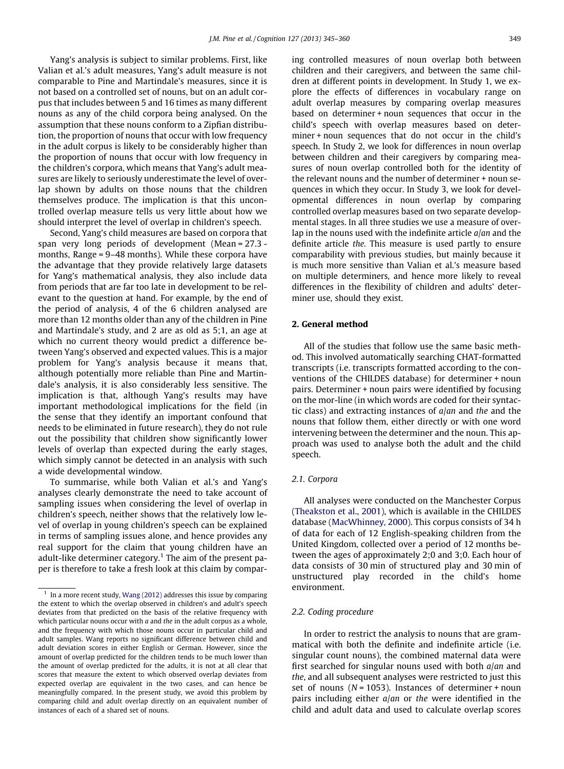Yang's analysis is subject to similar problems. First, like Valian et al.'s adult measures, Yang's adult measure is not comparable to Pine and Martindale's measures, since it is not based on a controlled set of nouns, but on an adult corpus that includes between 5 and 16 times as many different nouns as any of the child corpora being analysed. On the assumption that these nouns conform to a Zipfian distribution, the proportion of nouns that occur with low frequency in the adult corpus is likely to be considerably higher than the proportion of nouns that occur with low frequency in the children's corpora, which means that Yang's adult measures are likely to seriously underestimate the level of overlap shown by adults on those nouns that the children themselves produce. The implication is that this uncontrolled overlap measure tells us very little about how we should interpret the level of overlap in children's speech.

Second, Yang's child measures are based on corpora that span very long periods of development (Mean = 27.3 - months, Range = 9–48 months). While these corpora have the advantage that they provide relatively large datasets for Yang's mathematical analysis, they also include data from periods that are far too late in development to be relevant to the question at hand. For example, by the end of the period of analysis, 4 of the 6 children analysed are more than 12 months older than any of the children in Pine and Martindale's study, and 2 are as old as 5;1, an age at which no current theory would predict a difference between Yang's observed and expected values. This is a major problem for Yang's analysis because it means that, although potentially more reliable than Pine and Martindale's analysis, it is also considerably less sensitive. The implication is that, although Yang's results may have important methodological implications for the field (in the sense that they identify an important confound that needs to be eliminated in future research), they do not rule out the possibility that children show significantly lower levels of overlap than expected during the early stages, which simply cannot be detected in an analysis with such a wide developmental window.

To summarise, while both Valian et al.'s and Yang's analyses clearly demonstrate the need to take account of sampling issues when considering the level of overlap in children's speech, neither shows that the relatively low level of overlap in young children's speech can be explained in terms of sampling issues alone, and hence provides any real support for the claim that young children have an adult-like determiner category.[1] The aim of the present paper is therefore to take a fresh look at this claim by comparing controlled measures of noun overlap both between children and their caregivers, and between the same children at different points in development. In Study 1, we explore the effects of differences in vocabulary range on adult overlap measures by comparing overlap measures based on determiner + noun sequences that occur in the child's speech with overlap measures based on determiner + noun sequences that do not occur in the child's speech. In Study 2, we look for differences in noun overlap between children and their caregivers by comparing measures of noun overlap controlled both for the identity of the relevant nouns and the number of determiner + noun sequences in which they occur. In Study 3, we look for developmental differences in noun overlap by comparing controlled overlap measures based on two separate developmental stages. In all three studies we use a measure of overlap in the nouns used with the indefinite article *a*/*an* and the definite article *the*. This measure is used partly to ensure comparability with previous studies, but mainly because it is much more sensitive than Valian et al.'s measure based on multiple determiners, and hence more likely to reveal differences in the flexibility of children and adults' determiner use, should they exist.

## 2. General method

All of the studies that follow use the same basic method. This involved automatically searching CHAT-formatted transcripts (i.e. transcripts formatted according to the conventions of the CHILDES database) for determiner + noun pairs. Determiner + noun pairs were identified by focusing on the mor-line (in which words are coded for their syntactic class) and extracting instances of *a*/*an* and *the* and the nouns that follow them, either directly or with one word intervening between the determiner and the noun. This approach was used to analyse both the adult and the child speech.

### 2.1. Corpora

All analyses were conducted on the Manchester Corpus (Theakston et al., 2001), which is available in the CHILDES database (MacWhinney, 2000). This corpus consists of 34 h of data for each of 12 English-speaking children from the United Kingdom, collected over a period of 12 months between the ages of approximately 2;0 and 3;0. Each hour of data consists of 30 min of structured play and 30 min of unstructured play recorded in the child's home environment.

### 2.2. Coding procedure

In order to restrict the analysis to nouns that are grammatical with both the definite and indefinite article (i.e. singular count nouns), the combined maternal data were first searched for singular nouns used with both *a*/*an* and *the*, and all subsequent analyses were restricted to just this set of nouns (*N* = 1053). Instances of determiner + noun pairs including either *a*/*an* or *the* were identified in the child and adult data and used to calculate overlap scores

[1] In a more recent study, Wang (2012) addresses this issue by comparing the extent to which the overlap observed in children's and adult's speech deviates from that predicted on the basis of the relative frequency with which particular nouns occur with *a* and *the* in the adult corpus as a whole, and the frequency with which those nouns occur in particular child and adult samples. Wang reports no significant difference between child and adult deviation scores in either English or German. However, since the amount of overlap predicted for the children tends to be much lower than the amount of overlap predicted for the adults, it is not at all clear that scores that measure the extent to which observed overlap deviates from expected overlap are equivalent in the two cases, and can hence be meaningfully compared. In the present study, we avoid this problem by comparing child and adult overlap directly on an equivalent number of instances of each of a shared set of nouns.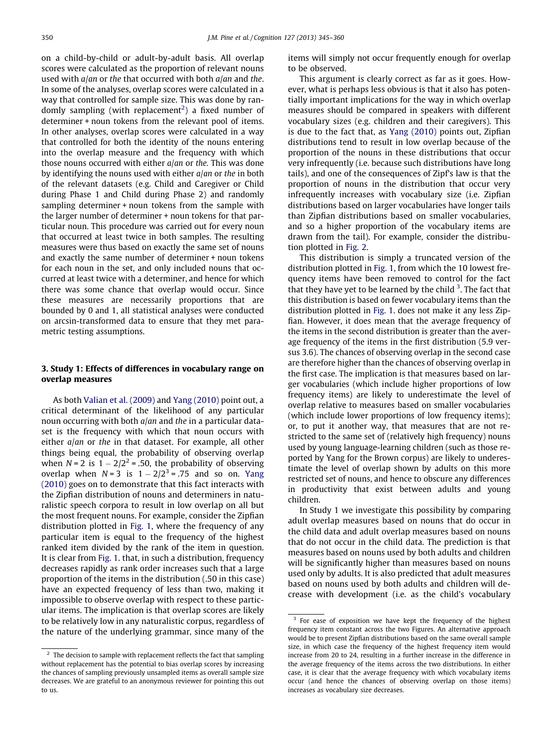on a child-by-child or adult-by-adult basis. All overlap scores were calculated as the proportion of relevant nouns used with *a*/*an* or *the* that occurred with both *a*/*an* and *the*. In some of the analyses, overlap scores were calculated in a way that controlled for sample size. This was done by randomly sampling (with replacement[2]) a fixed number of determiner + noun tokens from the relevant pool of items. In other analyses, overlap scores were calculated in a way that controlled for both the identity of the nouns entering into the overlap measure and the frequency with which those nouns occurred with either *a*/*an* or *the*. This was done by identifying the nouns used with either *a*/*an* or *the* in both of the relevant datasets (e.g. Child and Caregiver or Child during Phase 1 and Child during Phase 2) and randomly sampling determiner + noun tokens from the sample with the larger number of determiner + noun tokens for that particular noun. This procedure was carried out for every noun that occurred at least twice in both samples. The resulting measures were thus based on exactly the same set of nouns and exactly the same number of determiner + noun tokens for each noun in the set, and only included nouns that occurred at least twice with a determiner, and hence for which there was some chance that overlap would occur. Since these measures are necessarily proportions that are bounded by 0 and 1, all statistical analyses were conducted on arcsin-transformed data to ensure that they met parametric testing assumptions.

## 3. Study 1: Effects of differences in vocabulary range on overlap measures

As both Valian et al. (2009) and Yang (2010) point out, a critical determinant of the likelihood of any particular noun occurring with both *a*/*an* and *the* in a particular dataset is the frequency with which that noun occurs with either *a*/*an* or *the* in that dataset. For example, all other things being equal, the probability of observing overlap when $N = 2$ is $1 - 2/2^2 = .50$, the probability of observing overlap when $N = 3$ is $1 - 2/2^3 = .75$ and so on. Yang (2010) goes on to demonstrate that this fact interacts with the Zipfian distribution of nouns and determiners in naturalistic speech corpora to result in low overlap on all but the most frequent nouns. For example, consider the Zipfian distribution plotted in Fig. 1, where the frequency of any particular item is equal to the frequency of the highest ranked item divided by the rank of the item in question. It is clear from Fig. 1. that, in such a distribution, frequency decreases rapidly as rank order increases such that a large proportion of the items in the distribution (.50 in this case) have an expected frequency of less than two, making it impossible to observe overlap with respect to these particular items. The implication is that overlap scores are likely to be relatively low in any naturalistic corpus, regardless of the nature of the underlying grammar, since many of the items will simply not occur frequently enough for overlap to be observed.

This argument is clearly correct as far as it goes. However, what is perhaps less obvious is that it also has potentially important implications for the way in which overlap measures should be compared in speakers with different vocabulary sizes (e.g. children and their caregivers). This is due to the fact that, as Yang (2010) points out, Zipfian distributions tend to result in low overlap because of the proportion of the nouns in these distributions that occur very infrequently (i.e. because such distributions have long tails), and one of the consequences of Zipf's law is that the proportion of nouns in the distribution that occur very infrequently increases with vocabulary size (i.e. Zipfian distributions based on larger vocabularies have longer tails than Zipfian distributions based on smaller vocabularies, and so a higher proportion of the vocabulary items are drawn from the tail). For example, consider the distribution plotted in Fig. 2.

This distribution is simply a truncated version of the distribution plotted in Fig. 1, from which the 10 lowest frequency items have been removed to control for the fact that they have yet to be learned by the child [3]. The fact that this distribution is based on fewer vocabulary items than the distribution plotted in Fig. 1. does not make it any less Zipfian. However, it does mean that the average frequency of the items in the second distribution is greater than the average frequency of the items in the first distribution (5.9 versus 3.6). The chances of observing overlap in the second case are therefore higher than the chances of observing overlap in the first case. The implication is that measures based on larger vocabularies (which include higher proportions of low frequency items) are likely to underestimate the level of overlap relative to measures based on smaller vocabularies (which include lower proportions of low frequency items); or, to put it another way, that measures that are not restricted to the same set of (relatively high frequency) nouns used by young language-learning children (such as those reported by Yang for the Brown corpus) are likely to underestimate the level of overlap shown by adults on this more restricted set of nouns, and hence to obscure any differences in productivity that exist between adults and young children.

In Study 1 we investigate this possibility by comparing adult overlap measures based on nouns that do occur in the child data and adult overlap measures based on nouns that do not occur in the child data. The prediction is that measures based on nouns used by both adults and children will be significantly higher than measures based on nouns used only by adults. It is also predicted that adult measures based on nouns used by both adults and children will decrease with development (i.e. as the child's vocabulary

---

[2] The decision to sample with replacement reflects the fact that sampling without replacement has the potential to bias overlap scores by increasing the chances of sampling previously unsampled items as overall sample size decreases. We are grateful to an anonymous reviewer for pointing this out to us.

[3] For ease of exposition we have kept the frequency of the highest frequency item constant across the two Figures. An alternative approach would be to present Zipfian distributions based on the same overall sample size, in which case the frequency of the highest frequency item would increase from 20 to 24, resulting in a further increase in the difference in the average frequency of the items across the two distributions. In either case, it is clear that the average frequency with which vocabulary items occur (and hence the chances of observing overlap on those items) increases as vocabulary size decreases.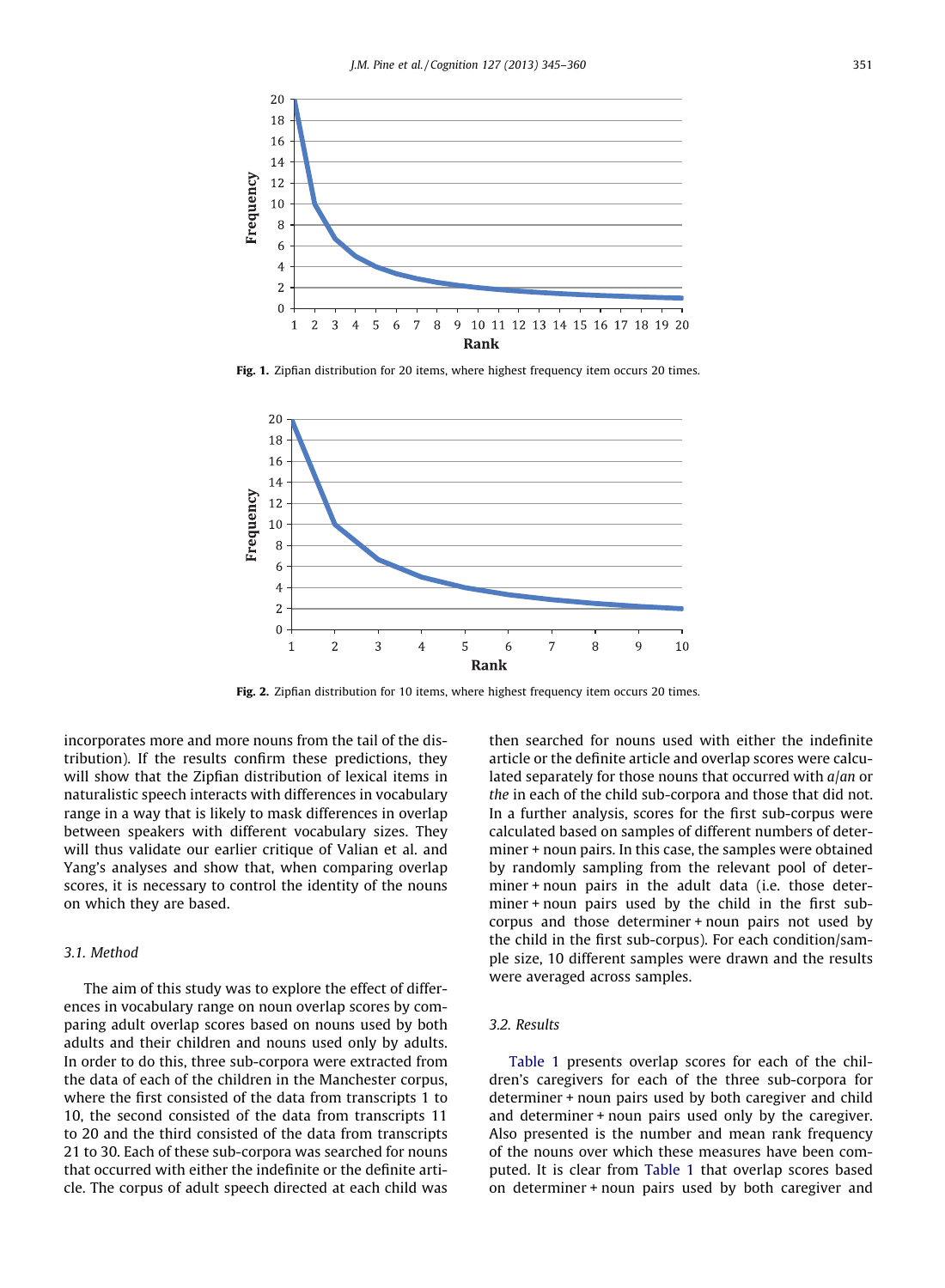Fig. 1. Zipfian distribution for 20 items, where highest frequency item occurs 20 times.

Fig. 2. Zipfian distribution for 10 items, where highest frequency item occurs 20 times.

incorporates more and more nouns from the tail of the distribution). If the results confirm these predictions, they will show that the Zipfian distribution of lexical items in naturalistic speech interacts with differences in vocabulary range in a way that is likely to mask differences in overlap between speakers with different vocabulary sizes. They will thus validate our earlier critique of Valian et al. and Yang's analyses and show that, when comparing overlap scores, it is necessary to control the identity of the nouns on which they are based.

### 3.1. Method

The aim of this study was to explore the effect of differences in vocabulary range on noun overlap scores by comparing adult overlap scores based on nouns used by both adults and their children and nouns used only by adults. In order to do this, three sub-corpora were extracted from the data of each of the children in the Manchester corpus, where the first consisted of the data from transcripts 1 to 10, the second consisted of the data from transcripts 11 to 20 and the third consisted of the data from transcripts 21 to 30. Each of these sub-corpora was searched for nouns that occurred with either the indefinite or the definite article. The corpus of adult speech directed at each child was then searched for nouns used with either the indefinite article or the definite article and overlap scores were calculated separately for those nouns that occurred with *a*/*an* or *the* in each of the child sub-corpora and those that did not. In a further analysis, scores for the first sub-corpus were calculated based on samples of different numbers of determiner + noun pairs. In this case, the samples were obtained by randomly sampling from the relevant pool of determiner + noun pairs in the adult data (i.e. those determiner + noun pairs used by the child in the first sub-corpus and those determiner + noun pairs not used by the child in the first sub-corpus). For each condition/sample size, 10 different samples were drawn and the results were averaged across samples.

### 3.2. Results

Table 1 presents overlap scores for each of the children's caregivers for each of the three sub-corpora for determiner + noun pairs used by both caregiver and child and determiner + noun pairs used only by the caregiver. Also presented is the number and mean rank frequency of the nouns over which these measures have been computed. It is clear from Table 1 that overlap scores based on determiner + noun pairs used by both caregiver and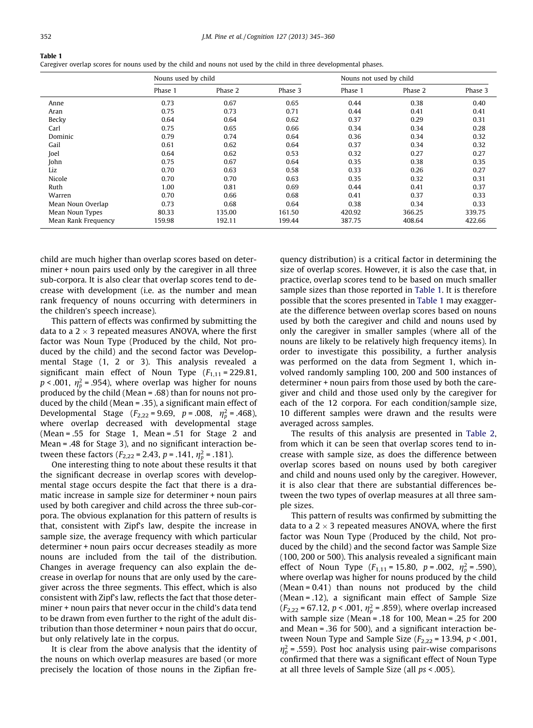**Table 1**
Caregiver overlap scores for nouns used by the child and nouns not used by the child in three developmental phases.

| | Nouns used by child | | | Nouns not used by child | | |
|---|---|---|---|---|---|---|
| | Phase 1 | Phase 2 | Phase 3 | Phase 1 | Phase 2 | Phase 3 |
| Anne | 0.73 | 0.67 | 0.65 | 0.44 | 0.38 | 0.40 |
| Aran | 0.75 | 0.73 | 0.71 | 0.44 | 0.41 | 0.41 |
| Becky | 0.64 | 0.64 | 0.62 | 0.37 | 0.29 | 0.31 |
| Carl | 0.75 | 0.65 | 0.66 | 0.34 | 0.34 | 0.28 |
| Dominic | 0.79 | 0.74 | 0.64 | 0.36 | 0.34 | 0.32 |
| Gail | 0.61 | 0.62 | 0.64 | 0.37 | 0.34 | 0.32 |
| Joel | 0.64 | 0.62 | 0.53 | 0.32 | 0.27 | 0.27 |
| John | 0.75 | 0.67 | 0.64 | 0.35 | 0.38 | 0.35 |
| Liz | 0.70 | 0.63 | 0.58 | 0.33 | 0.26 | 0.27 |
| Nicole | 0.70 | 0.70 | 0.63 | 0.35 | 0.32 | 0.31 |
| Ruth | 1.00 | 0.81 | 0.69 | 0.44 | 0.41 | 0.37 |
| Warren | 0.70 | 0.66 | 0.68 | 0.41 | 0.37 | 0.33 |
| Mean Noun Overlap | 0.73 | 0.68 | 0.64 | 0.38 | 0.34 | 0.33 |
| Mean Noun Types | 80.33 | 135.00 | 161.50 | 420.92 | 366.25 | 339.75 |
| Mean Rank Frequency | 159.98 | 192.11 | 199.44 | 387.75 | 408.64 | 422.66 |

child are much higher than overlap scores based on determiner + noun pairs used only by the caregiver in all three sub-corpora. It is also clear that overlap scores tend to decrease with development (i.e. as the number and mean rank frequency of nouns occurring with determiners in the children's speech increase).

This pattern of effects was confirmed by submitting the data to a 2 × 3 repeated measures ANOVA, where the first factor was Noun Type (Produced by the child, Not produced by the child) and the second factor was Developmental Stage (1, 2 or 3). This analysis revealed a significant main effect of Noun Type ($F_{1,11} = 229.81$, $p < .001$, $\eta_p^2 = .954$), where overlap was higher for nouns produced by the child (Mean = .68) than for nouns not produced by the child (Mean = .35), a significant main effect of Developmental Stage ($F_{2,22} = 9.69$, $p = .008$, $\eta_p^2 = .468$), where overlap decreased with developmental stage (Mean = .55 for Stage 1, Mean = .51 for Stage 2 and Mean = .48 for Stage 3), and no significant interaction between these factors ($F_{2,22} = 2.43$, $p = .141$, $\eta_p^2 = .181$).

One interesting thing to note about these results it that the significant decrease in overlap scores with developmental stage occurs despite the fact that there is a dramatic increase in sample size for determiner + noun pairs used by both caregiver and child across the three sub-corpora. The obvious explanation for this pattern of results is that, consistent with Zipf's law, despite the increase in sample size, the average frequency with which particular determiner + noun pairs occur decreases steadily as more nouns are included from the tail of the distribution. Changes in average frequency can also explain the decrease in overlap for nouns that are only used by the caregiver across the three segments. This effect, which is also consistent with Zipf's law, reflects the fact that those determiner + noun pairs that never occur in the child's data tend to be drawn from even further to the right of the adult distribution than those determiner + noun pairs that do occur, but only relatively late in the corpus.

It is clear from the above analysis that the identity of the nouns on which overlap measures are based (or more precisely the location of those nouns in the Zipfian frequency distribution) is a critical factor in determining the size of overlap scores. However, it is also the case that, in practice, overlap scores tend to be based on much smaller sample sizes than those reported in Table 1. It is therefore possible that the scores presented in Table 1 may exaggerate the difference between overlap scores based on nouns used by both the caregiver and child and nouns used by only the caregiver in smaller samples (where all of the nouns are likely to be relatively high frequency items). In order to investigate this possibility, a further analysis was performed on the data from Segment 1, which involved randomly sampling 100, 200 and 500 instances of determiner + noun pairs from those used by both the caregiver and child and those used only by the caregiver for each of the 12 corpora. For each condition/sample size, 10 different samples were drawn and the results were averaged across samples.

The results of this analysis are presented in Table 2, from which it can be seen that overlap scores tend to increase with sample size, as does the difference between overlap scores based on nouns used by both caregiver and child and nouns used only by the caregiver. However, it is also clear that there are substantial differences between the two types of overlap measures at all three sample sizes.

This pattern of results was confirmed by submitting the data to a 2 × 3 repeated measures ANOVA, where the first factor was Noun Type (Produced by the child, Not produced by the child) and the second factor was Sample Size (100, 200 or 500). This analysis revealed a significant main effect of Noun Type ($F_{1,11} = 15.80$, $p = .002$, $\eta_p^2 = .590$), where overlap was higher for nouns produced by the child (Mean = 0.41) than nouns not produced by the child (Mean = .12), a significant main effect of Sample Size ($F_{2,22} = 67.12$, $p < .001$, $\eta_p^2 = .859$), where overlap increased with sample size (Mean = .18 for 100, Mean = .25 for 200 and Mean = .36 for 500), and a significant interaction between Noun Type and Sample Size ($F_{2,22} = 13.94$, $p < .001$, $\eta_p^2 = .559$). Post hoc analysis using pair-wise comparisons confirmed that there was a significant effect of Noun Type at all three levels of Sample Size (all *ps* < .005).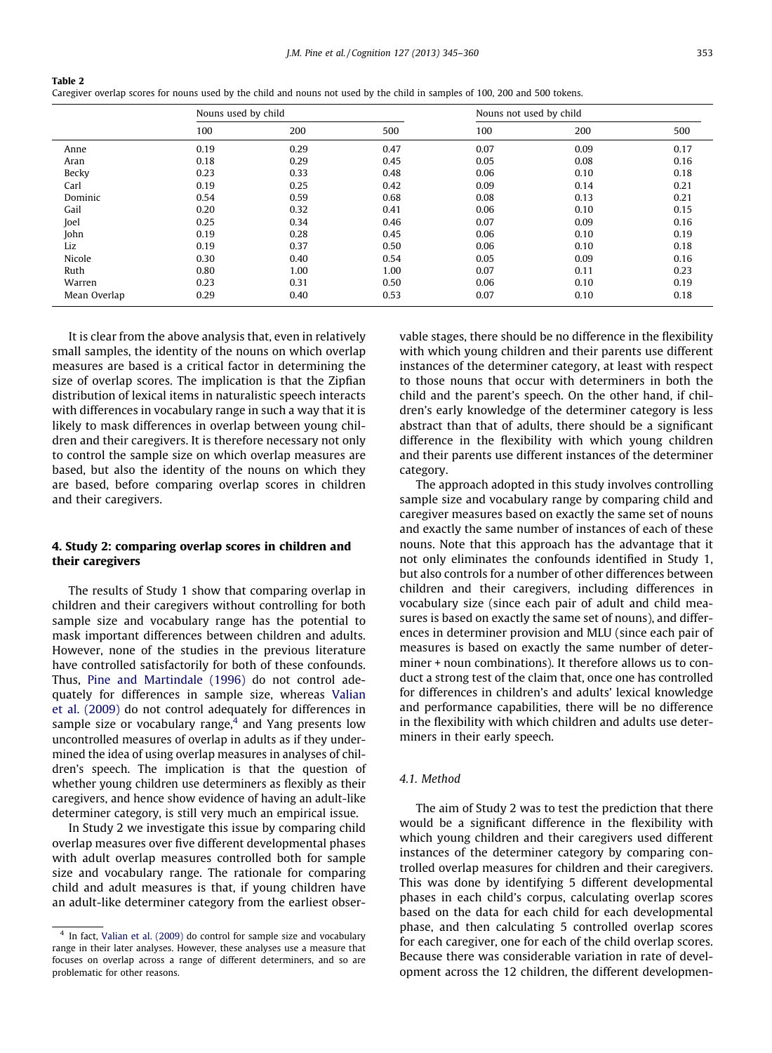**Table 2**
Caregiver overlap scores for nouns used by the child and nouns not used by the child in samples of 100, 200 and 500 tokens.

| | Nouns used by child | | | Nouns not used by child | | |
|---|---|---|---|---|---|---|
| | 100 | 200 | 500 | 100 | 200 | 500 |
| Anne | 0.19 | 0.29 | 0.47 | 0.07 | 0.09 | 0.17 |
| Aran | 0.18 | 0.29 | 0.45 | 0.05 | 0.08 | 0.16 |
| Becky | 0.23 | 0.33 | 0.48 | 0.06 | 0.10 | 0.18 |
| Carl | 0.19 | 0.25 | 0.42 | 0.09 | 0.14 | 0.21 |
| Dominic | 0.54 | 0.59 | 0.68 | 0.08 | 0.13 | 0.21 |
| Gail | 0.20 | 0.32 | 0.41 | 0.06 | 0.10 | 0.15 |
| Joel | 0.25 | 0.34 | 0.46 | 0.07 | 0.09 | 0.16 |
| John | 0.19 | 0.28 | 0.45 | 0.06 | 0.10 | 0.19 |
| Liz | 0.19 | 0.37 | 0.50 | 0.06 | 0.10 | 0.18 |
| Nicole | 0.30 | 0.40 | 0.54 | 0.05 | 0.09 | 0.16 |
| Ruth | 0.80 | 1.00 | 1.00 | 0.07 | 0.11 | 0.23 |
| Warren | 0.23 | 0.31 | 0.50 | 0.06 | 0.10 | 0.19 |
| Mean Overlap | 0.29 | 0.40 | 0.53 | 0.07 | 0.10 | 0.18 |

It is clear from the above analysis that, even in relatively small samples, the identity of the nouns on which overlap measures are based is a critical factor in determining the size of overlap scores. The implication is that the Zipfian distribution of lexical items in naturalistic speech interacts with differences in vocabulary range in such a way that it is likely to mask differences in overlap between young children and their caregivers. It is therefore necessary not only to control the sample size on which overlap measures are based, but also the identity of the nouns on which they are based, before comparing overlap scores in children and their caregivers.

## 4. Study 2: comparing overlap scores in children and their caregivers

The results of Study 1 show that comparing overlap in children and their caregivers without controlling for both sample size and vocabulary range has the potential to mask important differences between children and adults. However, none of the studies in the previous literature have controlled satisfactorily for both of these confounds. Thus, Pine and Martindale (1996) do not control adequately for differences in sample size, whereas Valian et al. (2009) do not control adequately for differences in sample size or vocabulary range,[4] and Yang presents low uncontrolled measures of overlap in adults as if they undermined the idea of using overlap measures in analyses of children's speech. The implication is that the question of whether young children use determiners as flexibly as their caregivers, and hence show evidence of having an adult-like determiner category, is still very much an empirical issue.

In Study 2 we investigate this issue by comparing child overlap measures over five different developmental phases with adult overlap measures controlled both for sample size and vocabulary range. The rationale for comparing child and adult measures is that, if young children have an adult-like determiner category from the earliest observable stages, there should be no difference in the flexibility with which young children and their parents use different instances of the determiner category, at least with respect to those nouns that occur with determiners in both the child and the parent's speech. On the other hand, if children's early knowledge of the determiner category is less abstract than that of adults, there should be a significant difference in the flexibility with which young children and their parents use different instances of the determiner category.

The approach adopted in this study involves controlling sample size and vocabulary range by comparing child and caregiver measures based on exactly the same set of nouns and exactly the same number of instances of each of these nouns. Note that this approach has the advantage that it not only eliminates the confounds identified in Study 1, but also controls for a number of other differences between children and their caregivers, including differences in vocabulary size (since each pair of adult and child measures is based on exactly the same set of nouns), and differences in determiner provision and MLU (since each pair of measures is based on exactly the same number of determiner + noun combinations). It therefore allows us to conduct a strong test of the claim that, once one has controlled for differences in children's and adults' lexical knowledge and performance capabilities, there will be no difference in the flexibility with which children and adults use determiners in their early speech.

### 4.1. Method

The aim of Study 2 was to test the prediction that there would be a significant difference in the flexibility with which young children and their caregivers used different instances of the determiner category by comparing controlled overlap measures for children and their caregivers. This was done by identifying 5 different developmental phases in each child's corpus, calculating overlap scores based on the data for each child for each developmental phase, and then calculating 5 controlled overlap scores for each caregiver, one for each of the child overlap scores. Because there was considerable variation in rate of development across the 12 children, the different developmen-

[4] In fact, Valian et al. (2009) do control for sample size and vocabulary range in their later analyses. However, these analyses use a measure that focuses on overlap across a range of different determiners, and so are problematic for other reasons.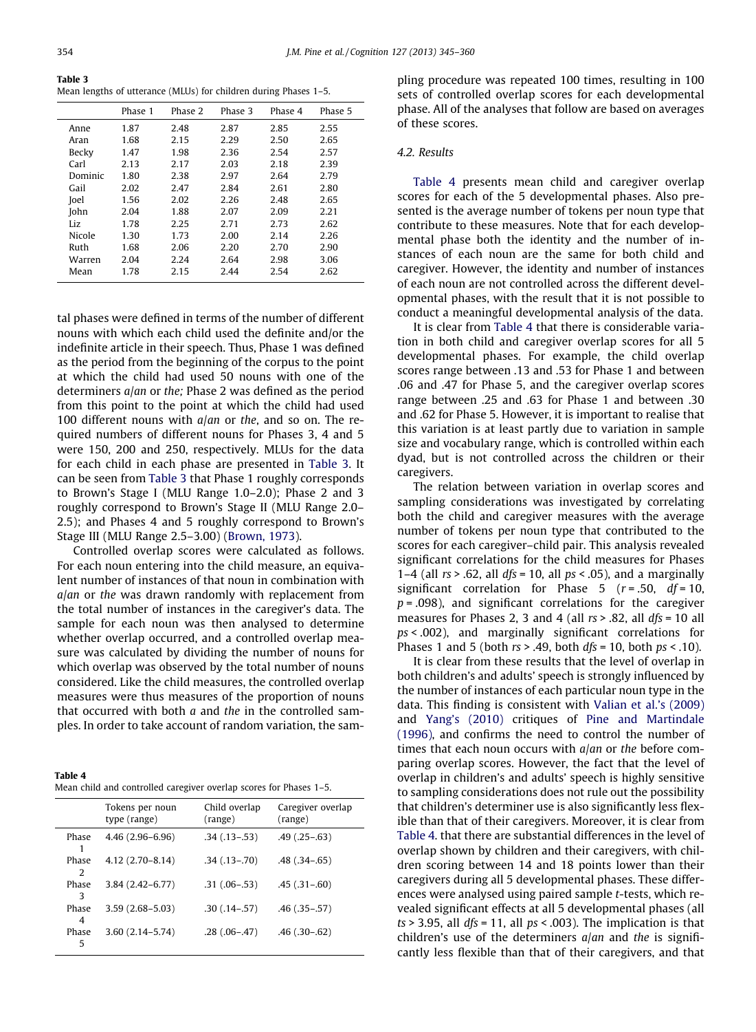**Table 3**
Mean lengths of utterance (MLUs) for children during Phases 1–5.

| | Phase 1 | Phase 2 | Phase 3 | Phase 4 | Phase 5 |
|---|---|---|---|---|---|
| Anne | 1.87 | 2.48 | 2.87 | 2.85 | 2.55 |
| Aran | 1.68 | 2.15 | 2.29 | 2.50 | 2.65 |
| Becky | 1.47 | 1.98 | 2.36 | 2.54 | 2.57 |
| Carl | 2.13 | 2.17 | 2.03 | 2.18 | 2.39 |
| Dominic | 1.80 | 2.38 | 2.97 | 2.64 | 2.79 |
| Gail | 2.02 | 2.47 | 2.84 | 2.61 | 2.80 |
| Joel | 1.56 | 2.02 | 2.26 | 2.48 | 2.65 |
| John | 2.04 | 1.88 | 2.07 | 2.09 | 2.21 |
| Liz | 1.78 | 2.25 | 2.71 | 2.73 | 2.62 |
| Nicole | 1.30 | 1.73 | 2.00 | 2.14 | 2.26 |
| Ruth | 1.68 | 2.06 | 2.20 | 2.70 | 2.90 |
| Warren | 2.04 | 2.24 | 2.64 | 2.98 | 3.06 |
| Mean | 1.78 | 2.15 | 2.44 | 2.54 | 2.62 |

tal phases were defined in terms of the number of different nouns with which each child used the definite and/or the indefinite article in their speech. Thus, Phase 1 was defined as the period from the beginning of the corpus to the point at which the child had used 50 nouns with one of the determiners *a*/*an* or *the*; Phase 2 was defined as the period from this point to the point at which the child had used 100 different nouns with *a*/*an* or *the*, and so on. The required numbers of different nouns for Phases 3, 4 and 5 were 150, 200 and 250, respectively. MLUs for the data for each child in each phase are presented in Table 3. It can be seen from Table 3 that Phase 1 roughly corresponds to Brown's Stage I (MLU Range 1.0–2.0); Phase 2 and 3 roughly correspond to Brown's Stage II (MLU Range 2.0–2.5); and Phases 4 and 5 roughly correspond to Brown's Stage III (MLU Range 2.5–3.00) (Brown, 1973).

Controlled overlap scores were calculated as follows. For each noun entering into the child measure, an equivalent number of instances of that noun in combination with *a*/*an* or *the* was drawn randomly with replacement from the total number of instances in the caregiver's data. The sample for each noun was then analysed to determine whether overlap occurred, and a controlled overlap measure was calculated by dividing the number of nouns for which overlap was observed by the total number of nouns considered. Like the child measures, the controlled overlap measures were thus measures of the proportion of nouns that occurred with both *a* and *the* in the controlled samples. In order to take account of random variation, the sampling procedure was repeated 100 times, resulting in 100 sets of controlled overlap scores for each developmental phase. All of the analyses that follow are based on averages of these scores.

**Table 4**
Mean child and controlled caregiver overlap scores for Phases 1–5.

| | Tokens per noun type (range) | Child overlap (range) | Caregiver overlap (range) |
|---|---|---|---|
| Phase 1 | 4.46 (2.96–6.96) | .34 (.13–.53) | .49 (.25–.63) |
| Phase 2 | 4.12 (2.70–8.14) | .34 (.13–.70) | .48 (.34–.65) |
| Phase 3 | 3.84 (2.42–6.77) | .31 (.06–.53) | .45 (.31–.60) |
| Phase 4 | 3.59 (2.68–5.03) | .30 (.14–.57) | .46 (.35–.57) |
| Phase 5 | 3.60 (2.14–5.74) | .28 (.06–.47) | .46 (.30–.62) |

### 4.2. Results

Table 4 presents mean child and caregiver overlap scores for each of the 5 developmental phases. Also presented is the average number of tokens per noun type that contribute to these measures. Note that for each developmental phase both the identity and the number of instances of each noun are the same for both child and caregiver. However, the identity and number of instances of each noun are not controlled across the different developmental phases, with the result that it is not possible to conduct a meaningful developmental analysis of the data.

It is clear from Table 4 that there is considerable variation in both child and caregiver overlap scores for all 5 developmental phases. For example, the child overlap scores range between .13 and .53 for Phase 1 and between .06 and .47 for Phase 5, and the caregiver overlap scores range between .25 and .63 for Phase 1 and between .30 and .62 for Phase 5. However, it is important to realise that this variation is at least partly due to variation in sample size and vocabulary range, which is controlled within each dyad, but is not controlled across the children or their caregivers.

The relation between variation in overlap scores and sampling considerations was investigated by correlating both the child and caregiver measures with the average number of tokens per noun type that contributed to the scores for each caregiver–child pair. This analysis revealed significant correlations for the child measures for Phases 1–4 (all $rs > .62$, all $dfs = 10$, all $ps < .05$), and a marginally significant correlation for Phase 5 ($r = .50$, $df = 10$, $p = .098$), and significant correlations for the caregiver measures for Phases 2, 3 and 4 (all $rs > .82$, all $dfs = 10$ all $ps < .002$), and marginally significant correlations for Phases 1 and 5 (both $rs > .49$, both $dfs = 10$, both $ps < .10$).

It is clear from these results that the level of overlap in both children's and adults' speech is strongly influenced by the number of instances of each particular noun type in the data. This finding is consistent with Valian et al.'s (2009) and Yang's (2010) critiques of Pine and Martindale (1996), and confirms the need to control the number of times that each noun occurs with *a*/*an* or *the* before comparing overlap scores. However, the fact that the level of overlap in children's and adults' speech is highly sensitive to sampling considerations does not rule out the possibility that children's determiner use is also significantly less flexible than that of their caregivers. Moreover, it is clear from Table 4. that there are substantial differences in the level of overlap shown by children and their caregivers, with children scoring between 14 and 18 points lower than their caregivers during all 5 developmental phases. These differences were analysed using paired sample *t*-tests, which revealed significant effects at all 5 developmental phases (all $ts > 3.95$, all $dfs = 11$, all $ps < .003$). The implication is that children's use of the determiners *a*/*an* and *the* is significantly less flexible than that of their caregivers, and that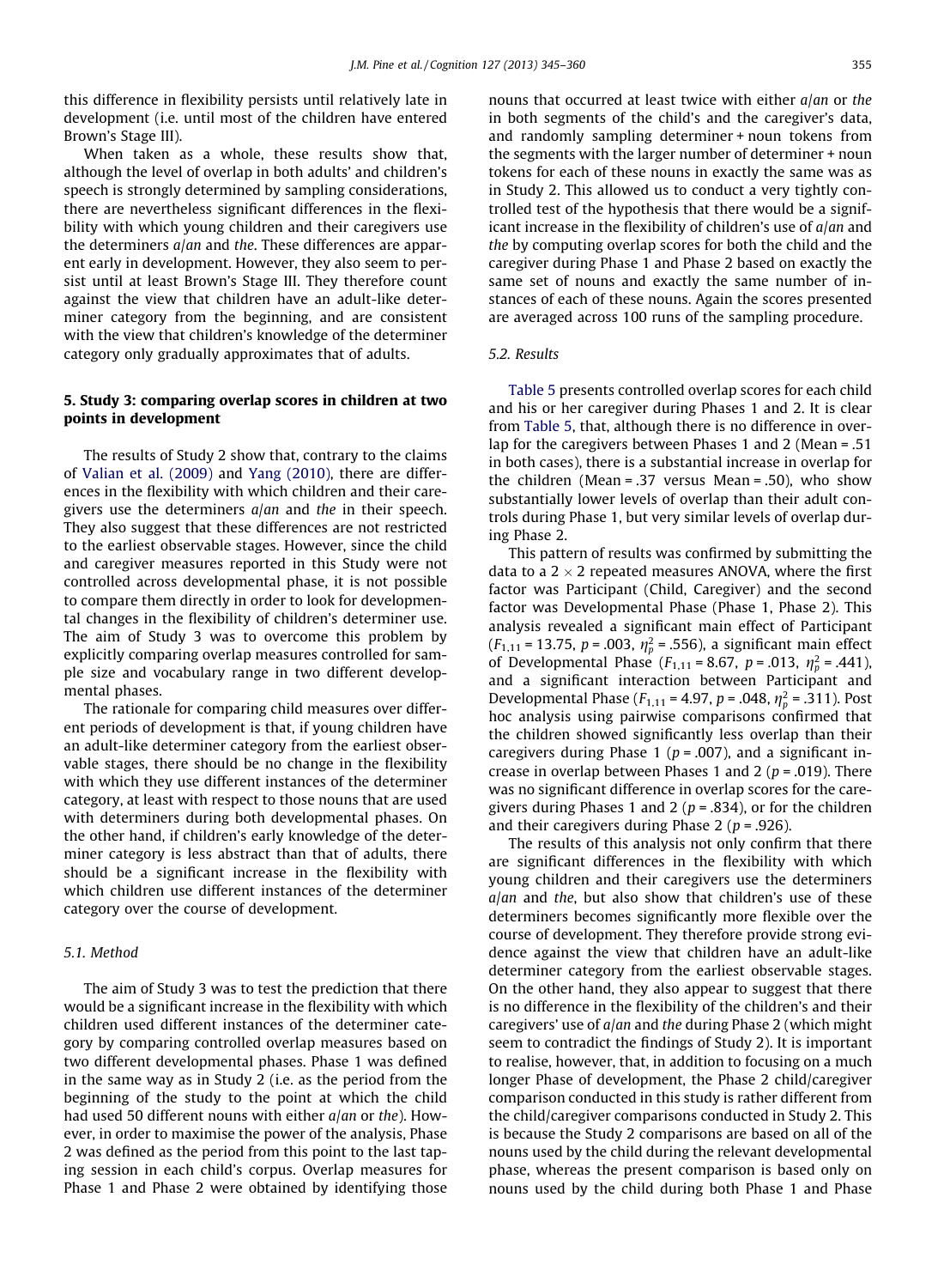this difference in flexibility persists until relatively late in development (i.e. until most of the children have entered Brown's Stage III).

When taken as a whole, these results show that, although the level of overlap in both adults' and children's speech is strongly determined by sampling considerations, there are nevertheless significant differences in the flexibility with which young children and their caregivers use the determiners *a/an* and *the*. These differences are apparent early in development. However, they also seem to persist until at least Brown's Stage III. They therefore count against the view that children have an adult-like determiner category from the beginning, and are consistent with the view that children's knowledge of the determiner category only gradually approximates that of adults.

## 5. Study 3: comparing overlap scores in children at two points in development

The results of Study 2 show that, contrary to the claims of Valian et al. (2009) and Yang (2010), there are differences in the flexibility with which children and their caregivers use the determiners *a/an* and *the* in their speech. They also suggest that these differences are not restricted to the earliest observable stages. However, since the child and caregiver measures reported in this Study were not controlled across developmental phase, it is not possible to compare them directly in order to look for developmental changes in the flexibility of children's determiner use. The aim of Study 3 was to overcome this problem by explicitly comparing overlap measures controlled for sample size and vocabulary range in two different developmental phases.

The rationale for comparing child measures over different periods of development is that, if young children have an adult-like determiner category from the earliest observable stages, there should be no change in the flexibility with which they use different instances of the determiner category, at least with respect to those nouns that are used with determiners during both developmental phases. On the other hand, if children's early knowledge of the determiner category is less abstract than that of adults, there should be a significant increase in the flexibility with which children use different instances of the determiner category over the course of development.

### 5.1. Method

The aim of Study 3 was to test the prediction that there would be a significant increase in the flexibility with which children used different instances of the determiner category by comparing controlled overlap measures based on two different developmental phases. Phase 1 was defined in the same way as in Study 2 (i.e. as the period from the beginning of the study to the point at which the child had used 50 different nouns with either *a/an* or *the*). However, in order to maximise the power of the analysis, Phase 2 was defined as the period from this point to the last taping session in each child's corpus. Overlap measures for Phase 1 and Phase 2 were obtained by identifying those nouns that occurred at least twice with either *a/an* or *the* in both segments of the child's and the caregiver's data, and randomly sampling determiner + noun tokens from the segments with the larger number of determiner + noun tokens for each of these nouns in exactly the same way as in Study 2. This allowed us to conduct a very tightly controlled test of the hypothesis that there would be a significant increase in the flexibility of children's use of *a/an* and *the* by computing overlap scores for both the child and the caregiver during Phase 1 and Phase 2 based on exactly the same set of nouns and exactly the same number of instances of each of these nouns. Again the scores presented are averaged across 100 runs of the sampling procedure.

### 5.2. Results

Table 5 presents controlled overlap scores for each child and his or her caregiver during Phases 1 and 2. It is clear from Table 5, that, although there is no difference in overlap for the caregivers between Phases 1 and 2 (Mean = .51 in both cases), there is a substantial increase in overlap for the children (Mean = .37 versus Mean = .50), who show substantially lower levels of overlap than their adult controls during Phase 1, but very similar levels of overlap during Phase 2.

This pattern of results was confirmed by submitting the data to a 2 × 2 repeated measures ANOVA, where the first factor was Participant (Child, Caregiver) and the second factor was Developmental Phase (Phase 1, Phase 2). This analysis revealed a significant main effect of Participant ($F_{1,11} = 13.75$, $p = .003$, $\eta_p^2 = .556$), a significant main effect of Developmental Phase ($F_{1,11} = 8.67$, $p = .013$, $\eta_p^2 = .441$), and a significant interaction between Participant and Developmental Phase ($F_{1,11} = 4.97$, $p = .048$, $\eta_p^2 = .311$). Post hoc analysis using pairwise comparisons confirmed that the children showed significantly less overlap than their caregivers during Phase 1 ($p = .007$), and a significant increase in overlap between Phases 1 and 2 ($p = .019$). There was no significant difference in overlap scores for the caregivers during Phases 1 and 2 ($p = .834$), or for the children and their caregivers during Phase 2 ($p = .926$).

The results of this analysis not only confirm that there are significant differences in the flexibility with which young children and their caregivers use the determiners *a/an* and *the*, but also show that children's use of these determiners becomes significantly more flexible over the course of development. They therefore provide strong evidence against the view that children have an adult-like determiner category from the earliest observable stages. On the other hand, they also appear to suggest that there is no difference in the flexibility of the children's and their caregivers' use of *a/an* and *the* during Phase 2 (which might seem to contradict the findings of Study 2). It is important to realise, however, that, in addition to focusing on a much longer Phase of development, the Phase 2 child/caregiver comparison conducted in this study is rather different from the child/caregiver comparisons conducted in Study 2. This is because the Study 2 comparisons are based on all of the nouns used by the child during the relevant developmental phase, whereas the present comparison is based only on nouns used by the child during both Phase 1 and Phase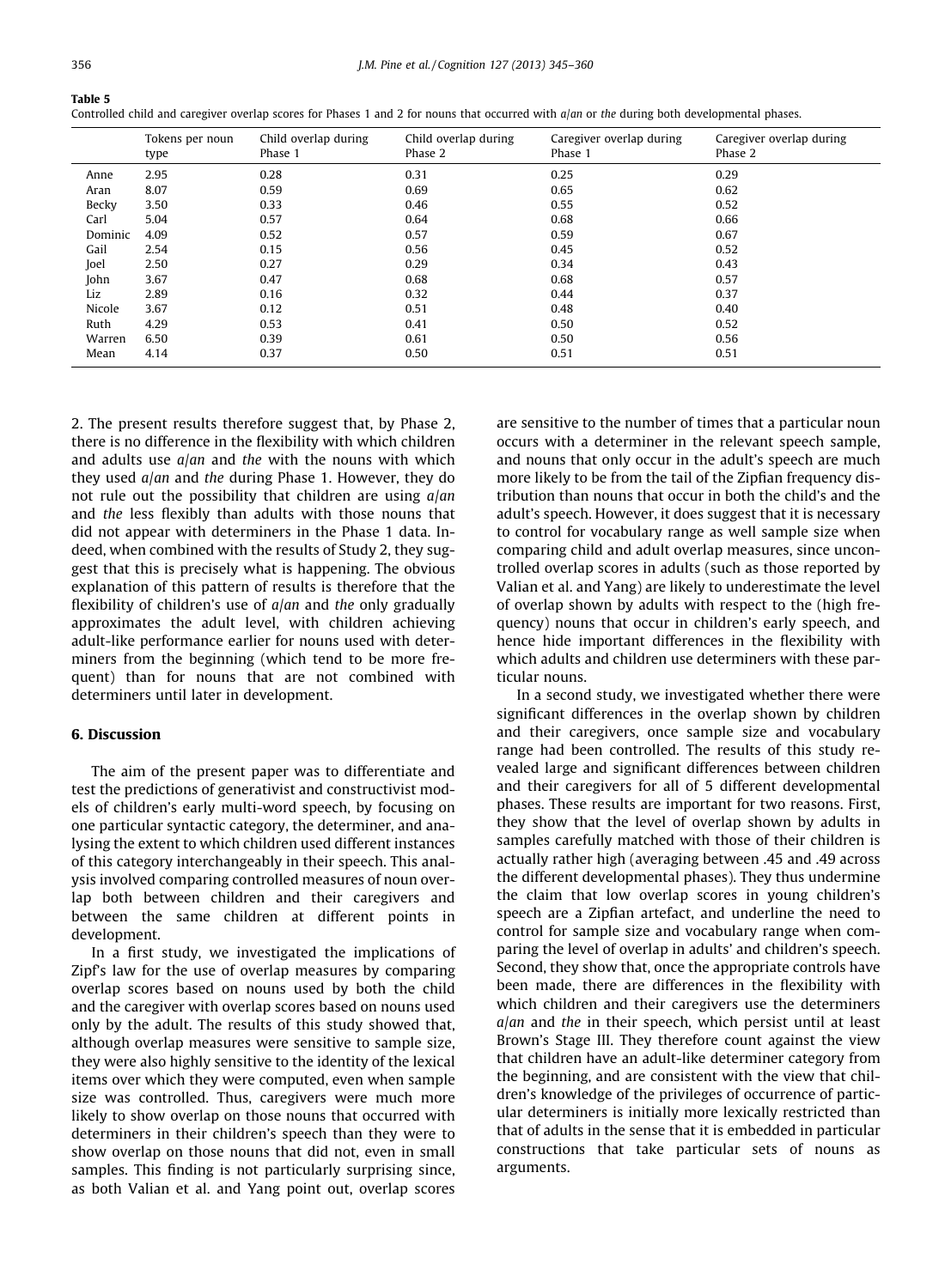**Table 5**
Controlled child and caregiver overlap scores for Phases 1 and 2 for nouns that occurred with *a*/*an* or *the* during both developmental phases.

| | Tokens per noun type | Child overlap during Phase 1 | Child overlap during Phase 2 | Caregiver overlap during Phase 1 | Caregiver overlap during Phase 2 |
|---|---|---|---|---|---|
| Anne | 2.95 | 0.28 | 0.31 | 0.25 | 0.29 |
| Aran | 8.07 | 0.59 | 0.69 | 0.65 | 0.62 |
| Becky | 3.50 | 0.33 | 0.46 | 0.55 | 0.52 |
| Carl | 5.04 | 0.57 | 0.64 | 0.68 | 0.66 |
| Dominic | 4.09 | 0.52 | 0.57 | 0.59 | 0.67 |
| Gail | 2.54 | 0.15 | 0.56 | 0.45 | 0.52 |
| Joel | 2.50 | 0.27 | 0.29 | 0.34 | 0.43 |
| John | 3.67 | 0.47 | 0.68 | 0.68 | 0.57 |
| Liz | 2.89 | 0.16 | 0.32 | 0.44 | 0.37 |
| Nicole | 3.67 | 0.12 | 0.51 | 0.48 | 0.40 |
| Ruth | 4.29 | 0.53 | 0.41 | 0.50 | 0.52 |
| Warren | 6.50 | 0.39 | 0.61 | 0.50 | 0.56 |
| Mean | 4.14 | 0.37 | 0.50 | 0.51 | 0.51 |

2. The present results therefore suggest that, by Phase 2, there is no difference in the flexibility with which children and adults use *a*/*an* and *the* with the nouns with which they used *a*/*an* and *the* during Phase 1. However, they do not rule out the possibility that children are using *a*/*an* and *the* less flexibly than adults with those nouns that did not appear with determiners in the Phase 1 data. Indeed, when combined with the results of Study 2, they suggest that this is precisely what is happening. The obvious explanation of this pattern of results is therefore that the flexibility of children's use of *a*/*an* and *the* only gradually approximates the adult level, with children achieving adult-like performance earlier for nouns used with determiners from the beginning (which tend to be more frequent) than for nouns that are not combined with determiners until later in development.

## 6. Discussion

The aim of the present paper was to differentiate and test the predictions of generativist and constructivist models of children's early multi-word speech, by focusing on one particular syntactic category, the determiner, and analysing the extent to which children used different instances of this category interchangeably in their speech. This analysis involved comparing controlled measures of noun overlap both between children and their caregivers and between the same children at different points in development.

In a first study, we investigated the implications of Zipf's law for the use of overlap measures by comparing overlap scores based on nouns used by both the child and the caregiver with overlap scores based on nouns used only by the adult. The results of this study showed that, although overlap measures were sensitive to sample size, they were also highly sensitive to the identity of the lexical items over which they were computed, even when sample size was controlled. Thus, caregivers were much more likely to show overlap on those nouns that occurred with determiners in their children's speech than they were to show overlap on those nouns that did not, even in small samples. This finding is not particularly surprising since, as both Valian et al. and Yang point out, overlap scores are sensitive to the number of times that a particular noun occurs with a determiner in the relevant speech sample, and nouns that only occur in the adult's speech are much more likely to be from the tail of the Zipfian frequency distribution than nouns that occur in both the child's and the adult's speech. However, it does suggest that it is necessary to control for vocabulary range as well sample size when comparing child and adult overlap measures, since uncontrolled overlap scores in adults (such as those reported by Valian et al. and Yang) are likely to underestimate the level of overlap shown by adults with respect to the (high frequency) nouns that occur in children's early speech, and hence hide important differences in the flexibility with which adults and children use determiners with these particular nouns.

In a second study, we investigated whether there were significant differences in the overlap shown by children and their caregivers, once sample size and vocabulary range had been controlled. The results of this study revealed large and significant differences between children and their caregivers for all of 5 different developmental phases. These results are important for two reasons. First, they show that the level of overlap shown by adults in samples carefully matched with those of their children is actually rather high (averaging between .45 and .49 across the different developmental phases). They thus undermine the claim that low overlap scores in young children's speech are a Zipfian artefact, and underline the need to control for sample size and vocabulary range when comparing the level of overlap in adults' and children's speech. Second, they show that, once the appropriate controls have been made, there are differences in the flexibility with which children and their caregivers use the determiners *a*/*an* and *the* in their speech, which persist until at least Brown's Stage III. They therefore count against the view that children have an adult-like determiner category from the beginning, and are consistent with the view that children's knowledge of the privileges of occurrence of particular determiners is initially more lexically restricted than that of adults in the sense that it is embedded in particular constructions that take particular sets of nouns as arguments.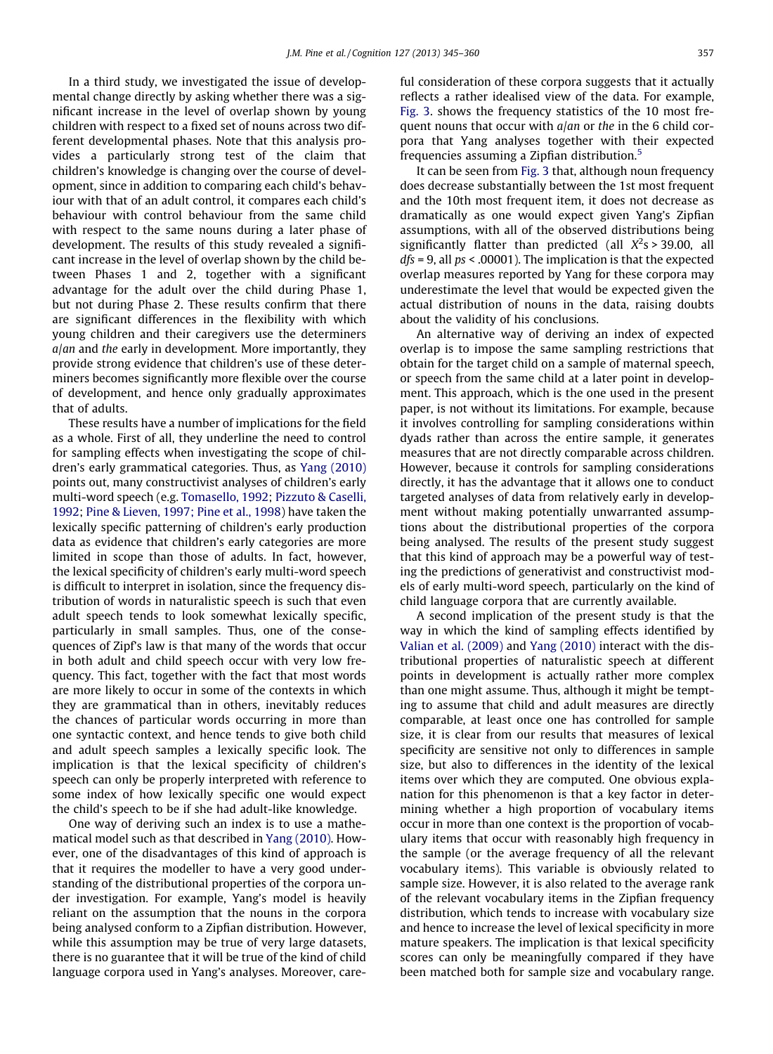In a third study, we investigated the issue of developmental change directly by asking whether there was a significant increase in the level of overlap shown by young children with respect to a fixed set of nouns across two different developmental phases. Note that this analysis provides a particularly strong test of the claim that children's knowledge is changing over the course of development, since in addition to comparing each child's behaviour with that of an adult control, it compares each child's behaviour with control behaviour from the same child with respect to the same nouns during a later phase of development. The results of this study revealed a significant increase in the level of overlap shown by the child between Phases 1 and 2, together with a significant advantage for the adult over the child during Phase 1, but not during Phase 2. These results confirm that there are significant differences in the flexibility with which young children and their caregivers use the determiners *a*/*an* and *the* early in development. More importantly, they provide strong evidence that children's use of these determiners becomes significantly more flexible over the course of development, and hence only gradually approximates that of adults.

These results have a number of implications for the field as a whole. First of all, they underline the need to control for sampling effects when investigating the scope of children's early grammatical categories. Thus, as Yang (2010) points out, many constructivist analyses of children's early multi-word speech (e.g. Tomasello, 1992; Pizzuto & Caselli, 1992; Pine & Lieven, 1997; Pine et al., 1998) have taken the lexically specific patterning of children's early production data as evidence that children's early categories are more limited in scope than those of adults. In fact, however, the lexical specificity of children's early multi-word speech is difficult to interpret in isolation, since the frequency distribution of words in naturalistic speech is such that even adult speech tends to look somewhat lexically specific, particularly in small samples. Thus, one of the consequences of Zipf's law is that many of the words that occur in both adult and child speech occur with very low frequency. This fact, together with the fact that most words are more likely to occur in some of the contexts in which they are grammatical than in others, inevitably reduces the chances of particular words occurring in more than one syntactic context, and hence tends to give both child and adult speech samples a lexically specific look. The implication is that the lexical specificity of children's speech can only be properly interpreted with reference to some index of how lexically specific one would expect the child's speech to be if she had adult-like knowledge.

One way of deriving such an index is to use a mathematical model such as that described in Yang (2010). However, one of the disadvantages of this kind of approach is that it requires the modeller to have a very good understanding of the distributional properties of the corpora under investigation. For example, Yang's model is heavily reliant on the assumption that the nouns in the corpora being analysed conform to a Zipfian distribution. However, while this assumption may be true of very large datasets, there is no guarantee that it will be true of the kind of child language corpora used in Yang's analyses. Moreover, careful consideration of these corpora suggests that it actually reflects a rather idealised view of the data. For example, Fig. 3. shows the frequency statistics of the 10 most frequent nouns that occur with *a*/*an* or *the* in the 6 child corpora that Yang analyses together with their expected frequencies assuming a Zipfian distribution.[5]

It can be seen from Fig. 3 that, although noun frequency does decrease substantially between the 1st most frequent and the 10th most frequent item, it does not decrease as dramatically as one would expect given Yang's Zipfian assumptions, with all of the observed distributions being significantly flatter than predicted (all $X^2$s > 39.00, all *dfs* = 9, all *ps* < .00001). The implication is that the expected overlap measures reported by Yang for these corpora may underestimate the level that would be expected given the actual distribution of nouns in the data, raising doubts about the validity of his conclusions.

An alternative way of deriving an index of expected overlap is to impose the same sampling restrictions that obtain for the target child on a sample of maternal speech, or speech from the same child at a later point in development. This approach, which is the one used in the present paper, is not without its limitations. For example, because it involves controlling for sampling considerations within dyads rather than across the entire sample, it generates measures that are not directly comparable across children. However, because it controls for sampling considerations directly, it has the advantage that it allows one to conduct targeted analyses of data from relatively early in development without making potentially unwarranted assumptions about the distributional properties of the corpora being analysed. The results of the present study suggest that this kind of approach may be a powerful way of testing the predictions of generativist and constructivist models of early multi-word speech, particularly on the kind of child language corpora that are currently available.

A second implication of the present study is that the way in which the kind of sampling effects identified by Valian et al. (2009) and Yang (2010) interact with the distributional properties of naturalistic speech at different points in development is actually rather more complex than one might assume. Thus, although it might be tempting to assume that child and adult measures are directly comparable, at least once one has controlled for sample size, it is clear from our results that measures of lexical specificity are sensitive not only to differences in sample size, but also to differences in the identity of the lexical items over which they are computed. One obvious explanation for this phenomenon is that a key factor in determining whether a high proportion of vocabulary items occur in more than one context is the proportion of vocabulary items that occur with reasonably high frequency in the sample (or the average frequency of all the relevant vocabulary items). This variable is obviously related to sample size. However, it is also related to the average rank of the relevant vocabulary items in the Zipfian frequency distribution, which tends to increase with vocabulary size and hence to increase the level of lexical specificity in more mature speakers. The implication is that lexical specificity scores can only be meaningfully compared if they have been matched both for sample size and vocabulary range.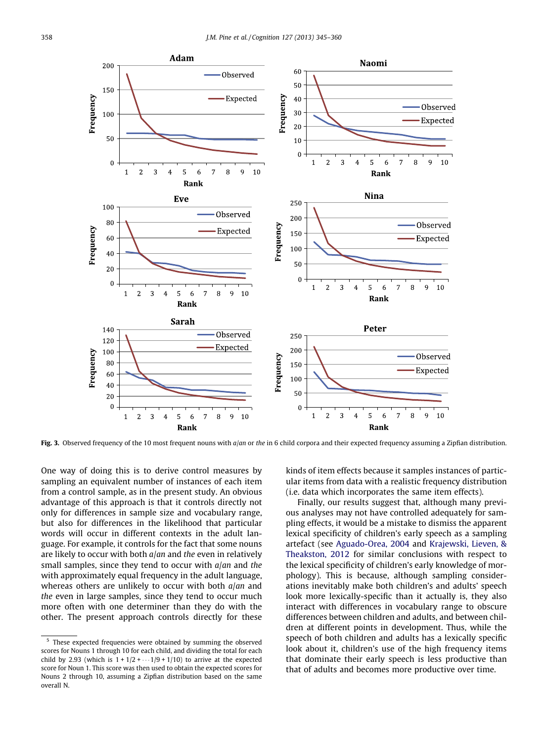Fig. 3. Observed frequency of the 10 most frequent nouns with *a*/*an* or *the* in 6 child corpora and their expected frequency assuming a Zipfian distribution.

One way of doing this is to derive control measures by sampling an equivalent number of instances of each item from a control sample, as in the present study. An obvious advantage of this approach is that it controls directly not only for differences in sample size and vocabulary range, but also for differences in the likelihood that particular words will occur in different contexts in the adult language. For example, it controls for the fact that some nouns are likely to occur with both *a*/*an* and *the* even in relatively small samples, since they tend to occur with *a*/*an* and *the* with approximately equal frequency in the adult language, whereas others are unlikely to occur with both *a*/*an* and *the* even in large samples, since they tend to occur much more often with one determiner than they do with the other. The present approach controls directly for these kinds of item effects because it samples instances of particular items from data with a realistic frequency distribution (i.e. data which incorporates the same item effects).

Finally, our results suggest that, although many previous analyses may not have controlled adequately for sampling effects, it would be a mistake to dismiss the apparent lexical specificity of children's early speech as a sampling artefact (see Aguado-Orea, 2004 and Krajewski, Lieven, & Theakston, 2012 for similar conclusions with respect to the lexical specificity of children's early knowledge of morphology). This is because, although sampling considerations inevitably make both children's and adults' speech look more lexically-specific than it actually is, they also interact with differences in vocabulary range to obscure differences between children and adults, and between children at different points in development. Thus, while the speech of both children and adults has a lexically specific look about it, children's use of the high frequency items that dominate their early speech is less productive than that of adults and becomes more productive over time.

[5] These expected frequencies were obtained by summing the observed scores for Nouns 1 through 10 for each child, and dividing the total for each child by 2.93 (which is $1 + 1/2 + \cdots 1/9 + 1/10$) to arrive at the expected score for Noun 1. This score was then used to obtain the expected scores for Nouns 2 through 10, assuming a Zipfian distribution based on the same overall N.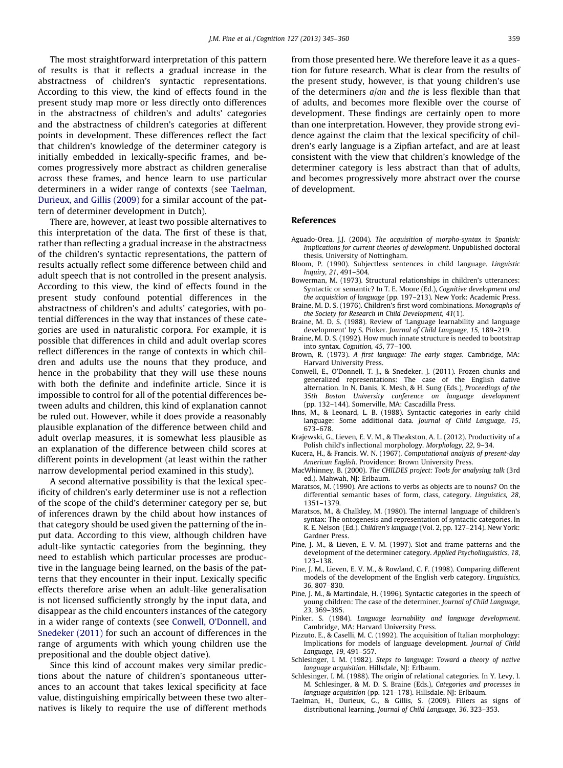The most straightforward interpretation of this pattern of results is that it reflects a gradual increase in the abstractness of children's syntactic representations. According to this view, the kind of effects found in the present study map more or less directly onto differences in the abstractness of children's and adults' categories and the abstractness of children's categories at different points in development. These differences reflect the fact that children's knowledge of the determiner category is initially embedded in lexically-specific frames, and becomes progressively more abstract as children generalise across these frames, and hence learn to use particular determiners in a wider range of contexts (see Taelman, Durieux, and Gillis (2009) for a similar account of the pattern of determiner development in Dutch).

There are, however, at least two possible alternatives to this interpretation of the data. The first of these is that, rather than reflecting a gradual increase in the abstractness of the children's syntactic representations, the pattern of results actually reflect some difference between child and adult speech that is not controlled in the present analysis. According to this view, the kind of effects found in the present study confound potential differences in the abstractness of children's and adults' categories, with potential differences in the way that instances of these categories are used in naturalistic corpora. For example, it is possible that differences in child and adult overlap scores reflect differences in the range of contexts in which children and adults use the nouns that they produce, and hence in the probability that they will use these nouns with both the definite and indefinite article. Since it is impossible to control for all of the potential differences between adults and children, this kind of explanation cannot be ruled out. However, while it does provide a reasonably plausible explanation of the difference between child and adult overlap measures, it is somewhat less plausible as an explanation of the difference between child scores at different points in development (at least within the rather narrow developmental period examined in this study).

A second alternative possibility is that the lexical specificity of children's early determiner use is not a reflection of the scope of the child's determiner category per se, but of inferences drawn by the child about how instances of that category should be used given the patterning of the input data. According to this view, although children have adult-like syntactic categories from the beginning, they need to establish which particular processes are productive in the language being learned, on the basis of the patterns that they encounter in their input. Lexically specific effects therefore arise when an adult-like generalisation is not licensed sufficiently strongly by the input data, and disappear as the child encounters instances of the category in a wider range of contexts (see Conwell, O'Donnell, and Snedeker (2011) for such an account of differences in the range of arguments with which young children use the prepositional and the double object dative).

Since this kind of account makes very similar predictions about the nature of children's spontaneous utterances to an account that takes lexical specificity at face value, distinguishing empirically between these two alternatives is likely to require the use of different methods from those presented here. We therefore leave it as a question for future research. What is clear from the results of the present study, however, is that young children's use of the determiners *a*/*an* and *the* is less flexible than that of adults, and becomes more flexible over the course of development. These findings are certainly open to more than one interpretation. However, they provide strong evidence against the claim that the lexical specificity of children's early language is a Zipfian artefact, and are at least consistent with the view that children's knowledge of the determiner category is less abstract than that of adults, and becomes progressively more abstract over the course of development.

## References

Aguado-Orea, J.J. (2004). *The acquisition of morpho-syntax in Spanish: Implications for current theories of development*. Unpublished doctoral thesis. University of Nottingham.

Bloom, P. (1990). Subjectless sentences in child language. *Linguistic Inquiry, 21*, 491–504.

Bowerman, M. (1973). Structural relationships in children's utterances: Syntactic or semantic? In T. E. Moore (Ed.), *Cognitive development and the acquisition of language* (pp. 197–213). New York: Academic Press.

Braine, M. D. S. (1976). Children's first word combinations. *Monographs of the Society for Research in Child Development, 41*(1).

Braine, M. D. S. (1988). Review of 'Language learnability and language development' by S. Pinker. *Journal of Child Language, 15*, 189–219.

Braine, M. D. S. (1992). How much innate structure is needed to bootstrap into syntax. *Cognition, 45*, 77–100.

Brown, R. (1973). *A first language: The early stages*. Cambridge, MA: Harvard University Press.

Conwell, E., O'Donnell, T. J., & Snedeker, J. (2011). Frozen chunks and generalized representations: The case of the English dative alternation. In N. Danis, K. Mesh, & H. Sung (Eds.), *Proceedings of the 35th Boston University conference on language development* (pp. 132–144). Somerville, MA: Cascadilla Press.

Ihns, M., & Leonard, L. B. (1988). Syntactic categories in early child language: Some additional data. *Journal of Child Language, 15*, 673–678.

Krajewski, G., Lieven, E. V. M., & Theakston, A. L. (2012). Productivity of a Polish child's inflectional morphology. *Morphology, 22*, 9–34.

Kucera, H., & Francis, W. N. (1967). *Computational analysis of present-day American English*. Providence: Brown University Press.

MacWhinney, B. (2000). *The CHILDES project: Tools for analysing talk* (3rd ed.). Mahwah, NJ: Erlbaum.

Maratsos, M. (1990). Are actions to verbs as objects are to nouns? On the differential semantic bases of form, class, category. *Linguistics, 28*, 1351–1379.

Maratsos, M., & Chalkley, M. (1980). The internal language of children's syntax: The ontogenesis and representation of syntactic categories. In K. E. Nelson (Ed.). *Children's language* (Vol. 2, pp. 127–214). New York: Gardner Press.

Pine, J. M., & Lieven, E. V. M. (1997). Slot and frame patterns and the development of the determiner category. *Applied Psycholinguistics, 18*, 123–138.

Pine, J. M., Lieven, E. V. M., & Rowland, C. F. (1998). Comparing different models of the development of the English verb category. *Linguistics, 36*, 807–830.

Pine, J. M., & Martindale, H. (1996). Syntactic categories in the speech of young children: The case of the determiner. *Journal of Child Language, 23*, 369–395.

Pinker, S. (1984). *Language learnability and language development*. Cambridge, MA: Harvard University Press.

Pizzuto, E., & Caselli, M. C. (1992). The acquisition of Italian morphology: Implications for models of language development. *Journal of Child Language, 19*, 491–557.

Schlesinger, I. M. (1982). *Steps to language: Toward a theory of native language acquisition*. Hillsdale, NJ: Erlbaum.

Schlesinger, I. M. (1988). The origin of relational categories. In Y. Levy, I. M. Schlesinger, & M. D. S. Braine (Eds.), *Categories and processes in language acquisition* (pp. 121–178). Hillsdale, NJ: Erlbaum.

Taelman, H., Durieux, G., & Gillis, S. (2009). Fillers as signs of distributional learning. *Journal of Child Language, 36*, 323–353.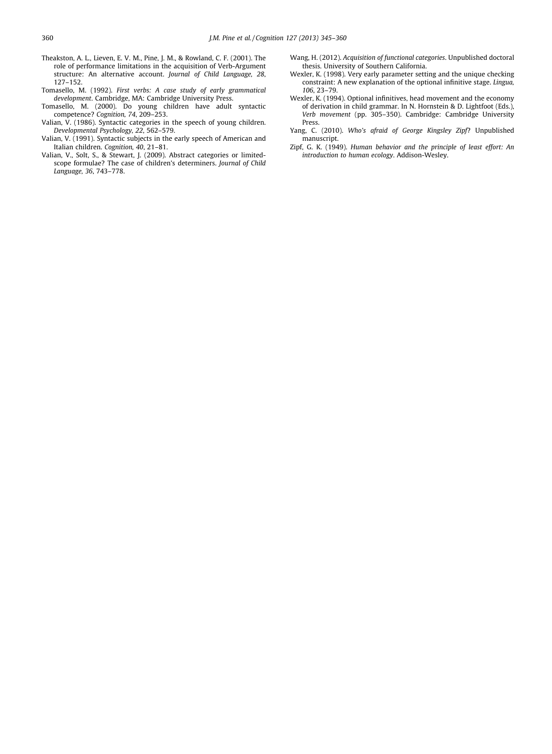Theakston, A. L., Lieven, E. V. M., Pine, J. M., & Rowland, C. F. (2001). The role of performance limitations in the acquisition of Verb-Argument structure: An alternative account. *Journal of Child Language, 28*, 127–152.

Tomasello, M. (1992). *First verbs: A case study of early grammatical development*. Cambridge, MA: Cambridge University Press.

Tomasello, M. (2000). Do young children have adult syntactic competence? *Cognition, 74*, 209–253.

Valian, V. (1986). Syntactic categories in the speech of young children. *Developmental Psychology, 22*, 562–579.

Valian, V. (1991). Syntactic subjects in the early speech of American and Italian children. *Cognition, 40*, 21–81.

Valian, V., Solt, S., & Stewart, J. (2009). Abstract categories or limited-scope formulae? The case of children's determiners. *Journal of Child Language, 36*, 743–778.

Wang, H. (2012). *Acquisition of functional categories*. Unpublished doctoral thesis. University of Southern California.

Wexler, K. (1998). Very early parameter setting and the unique checking constraint: A new explanation of the optional infinitive stage. *Lingua, 106*, 23–79.

Wexler, K. (1994). Optional infinitives, head movement and the economy of derivation in child grammar. In N. Hornstein & D. Lightfoot (Eds.), *Verb movement* (pp. 305–350). Cambridge: Cambridge University Press.

Yang, C. (2010). *Who's afraid of George Kingsley Zipf*? Unpublished manuscript.

Zipf, G. K. (1949). *Human behavior and the principle of least effort: An introduction to human ecology*. Addison-Wesley.